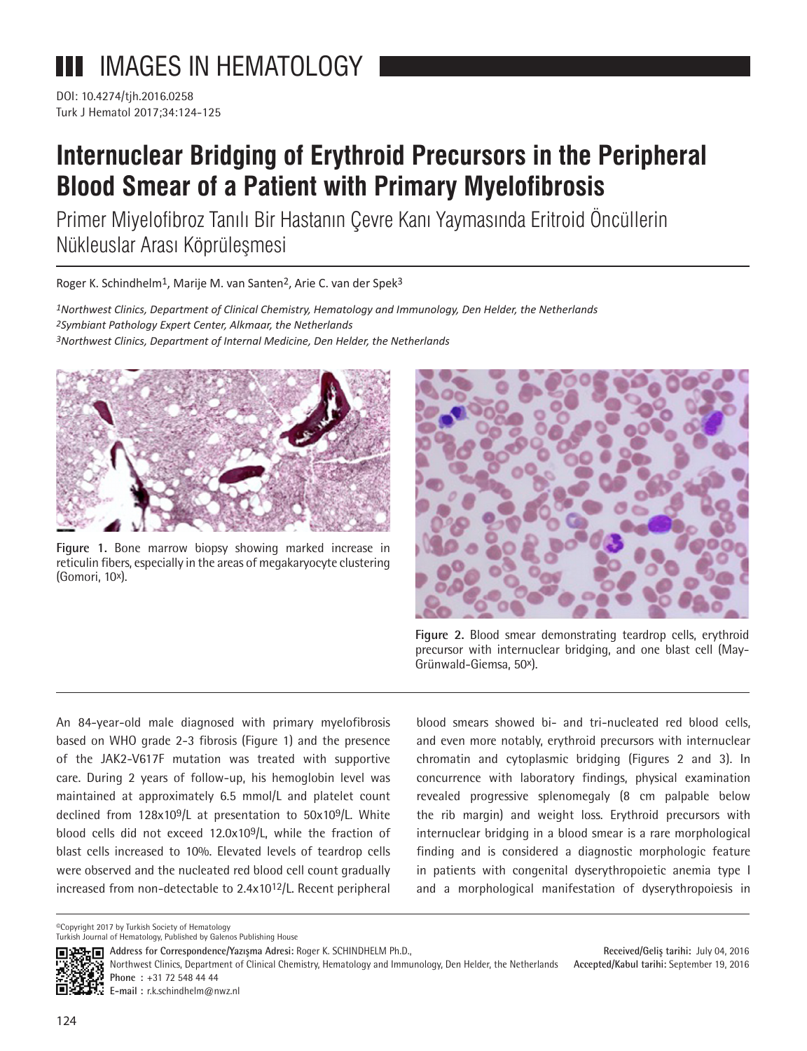IMAGES IN HEMATOLOGY

DOI: 10.4274/tjh.2016.0258

# Internuclear Bridging of Erythroid Precursors in the Peripheral Blood Smear of a Patient with Primary Myelofibrosis

Primer Miyelofibroz Tanılı Bir Hastanın Çevre Kanı Yaymasında Eritroid Öncüllerin Nükleuslar Arası Köprüleşmesi

Roger K. Schindhelm[1], Marije M. van Santen[2], Arie C. van der Spek[3]

*[1]Northwest Clinics, Department of Clinical Chemistry, Hematology and Immunology, Den Helder, the Netherlands*
*[2]Symbiant Pathology Expert Center, Alkmaar, the Netherlands*
*[3]Northwest Clinics, Department of Internal Medicine, Den Helder, the Netherlands*

**Figure 1.** Bone marrow biopsy showing marked increase in reticulin fibers, especially in the areas of megakaryocyte clustering (Gomori, 10x).

**Figure 2.** Blood smear demonstrating teardrop cells, erythroid precursor with internuclear bridging, and one blast cell (May-Grünwald-Giemsa, 50x).

An 84-year-old male diagnosed with primary myelofibrosis based on WHO grade 2-3 fibrosis (Figure 1) and the presence of the JAK2-V617F mutation was treated with supportive care. During 2 years of follow-up, his hemoglobin level was maintained at approximately 6.5 mmol/L and platelet count declined from $128 \times 10^9$/L at presentation to $50 \times 10^9$/L. White blood cells did not exceed $12.0 \times 10^9$/L, while the fraction of blast cells increased to 10%. Elevated levels of teardrop cells were observed and the nucleated red blood cell count gradually increased from non-detectable to $2.4 \times 10^{12}$/L. Recent peripheral blood smears showed bi- and tri-nucleated red blood cells, and even more notably, erythroid precursors with internuclear chromatin and cytoplasmic bridging (Figures 2 and 3). In concurrence with laboratory findings, physical examination revealed progressive splenomegaly (8 cm palpable below the rib margin) and weight loss. Erythroid precursors with internuclear bridging in a blood smear is a rare morphological finding and is considered a diagnostic morphologic feature in patients with congenital dyserythropoietic anemia type I and a morphological manifestation of dyserythropoiesis in

©Copyright 2017 by Turkish Society of Hematology
Turkish Journal of Hematology, Published by Galenos Publishing House

**Address for Correspondence/Yazışma Adresi:** Roger K. SCHINDHELM Ph.D.,
Northwest Clinics, Department of Clinical Chemistry, Hematology and Immunology, Den Helder, the Netherlands
**Phone :** +31 72 548 44 44
**E-mail :** r.k.schindhelm@nwz.nl

**Received/Geliş tarihi:** July 04, 2016
**Accepted/Kabul tarihi:** September 19, 2016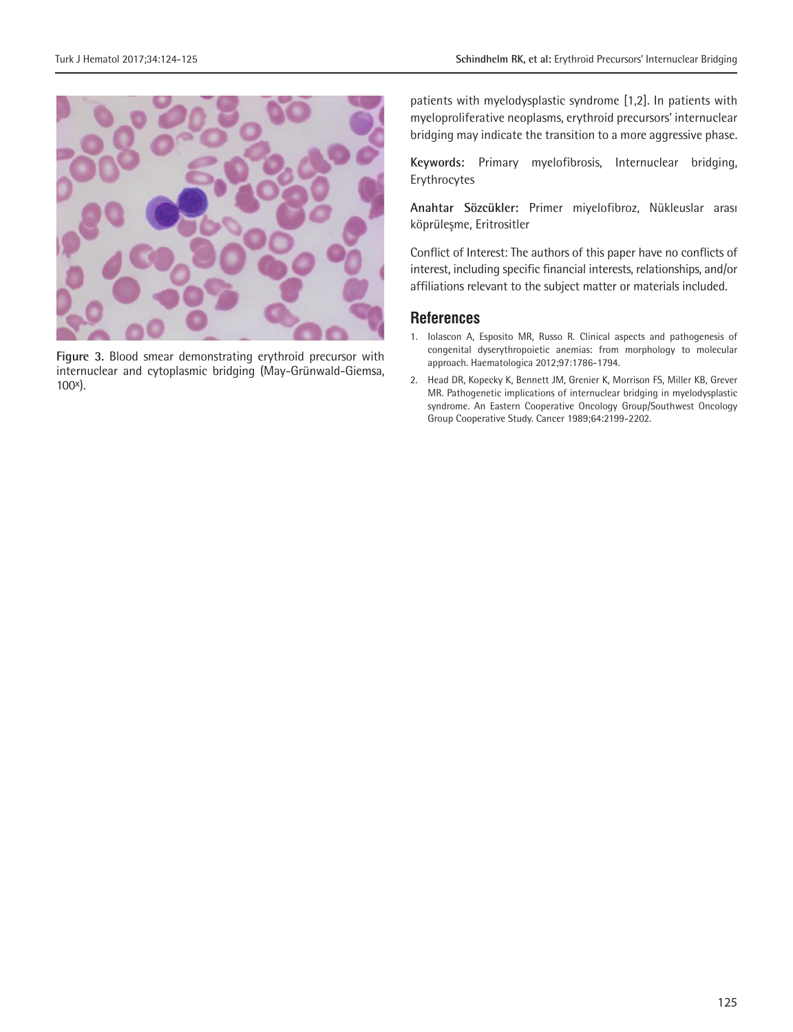Figure 3. Blood smear demonstrating erythroid precursor with internuclear and cytoplasmic bridging (May-Grünwald-Giemsa, 100x).

patients with myelodysplastic syndrome [1,2]. In patients with myeloproliferative neoplasms, erythroid precursors' internuclear bridging may indicate the transition to a more aggressive phase.

**Keywords:** Primary myelofibrosis, Internuclear bridging, Erythrocytes

**Anahtar Sözcükler:** Primer miyelofibroz, Nükleuslar arası köprüleşme, Eritrositler

Conflict of Interest: The authors of this paper have no conflicts of interest, including specific financial interests, relationships, and/or affiliations relevant to the subject matter or materials included.

## References

1. Iolascon A, Esposito MR, Russo R. Clinical aspects and pathogenesis of congenital dyserythropoietic anemias: from morphology to molecular approach. Haematologica 2012;97:1786-1794.
2. Head DR, Kopecky K, Bennett JM, Grenier K, Morrison FS, Miller KB, Grever MR. Pathogenetic implications of internuclear bridging in myelodysplastic syndrome. An Eastern Cooperative Oncology Group/Southwest Oncology Group Cooperative Study. Cancer 1989;64:2199-2202.